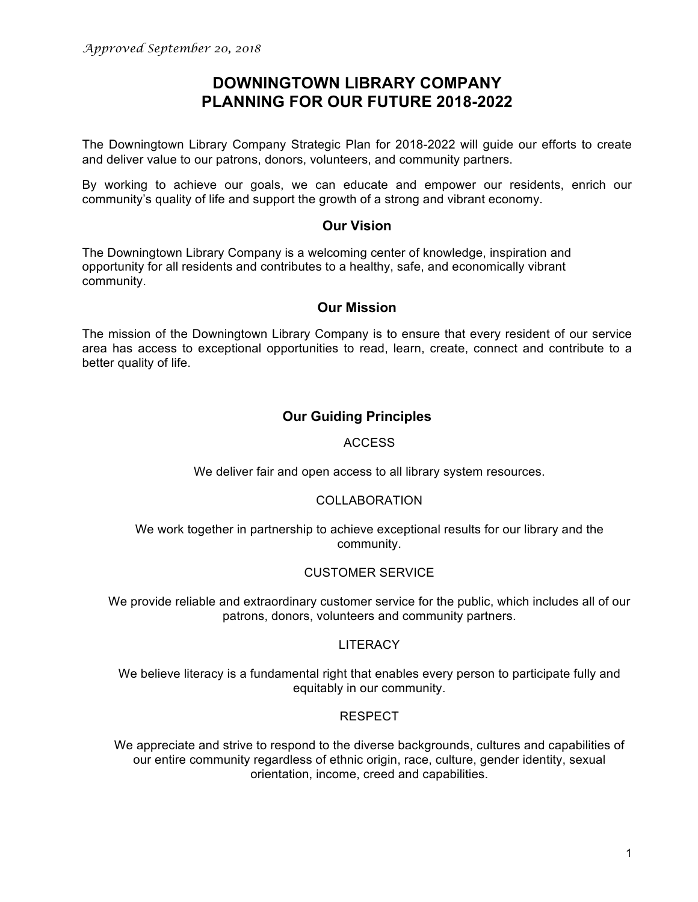*Approved September 20, 2018*

# DOWNINGTOWN LIBRARY COMPANY
# PLANNING FOR OUR FUTURE 2018-2022

The Downingtown Library Company Strategic Plan for 2018-2022 will guide our efforts to create and deliver value to our patrons, donors, volunteers, and community partners.

By working to achieve our goals, we can educate and empower our residents, enrich our community's quality of life and support the growth of a strong and vibrant economy.

## Our Vision

The Downingtown Library Company is a welcoming center of knowledge, inspiration and opportunity for all residents and contributes to a healthy, safe, and economically vibrant community.

## Our Mission

The mission of the Downingtown Library Company is to ensure that every resident of our service area has access to exceptional opportunities to read, learn, create, connect and contribute to a better quality of life.

## Our Guiding Principles

ACCESS

We deliver fair and open access to all library system resources.

COLLABORATION

We work together in partnership to achieve exceptional results for our library and the community.

CUSTOMER SERVICE

We provide reliable and extraordinary customer service for the public, which includes all of our patrons, donors, volunteers and community partners.

LITERACY

We believe literacy is a fundamental right that enables every person to participate fully and equitably in our community.

RESPECT

We appreciate and strive to respond to the diverse backgrounds, cultures and capabilities of our entire community regardless of ethnic origin, race, culture, gender identity, sexual orientation, income, creed and capabilities.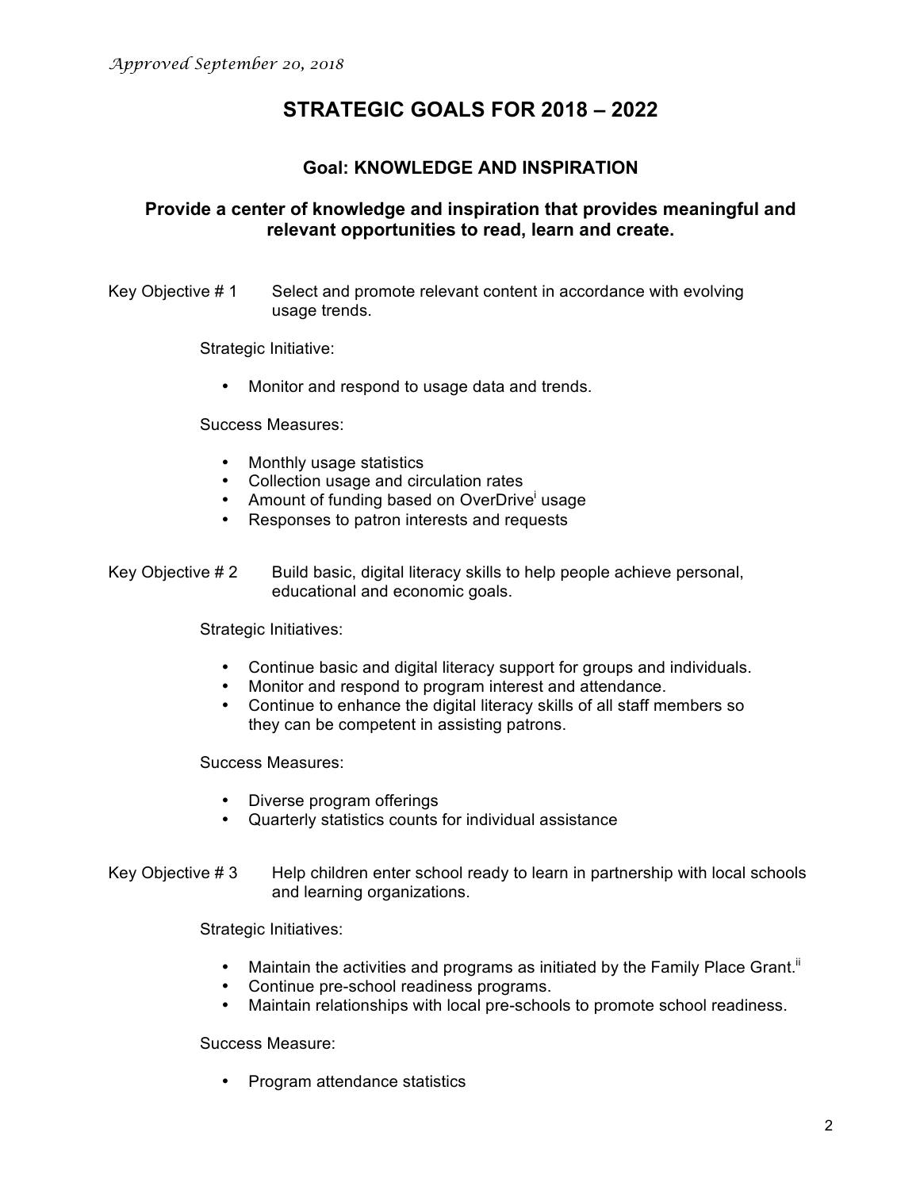*Approved September 20, 2018*

# STRATEGIC GOALS FOR 2018 – 2022

## Goal: KNOWLEDGE AND INSPIRATION

### Provide a center of knowledge and inspiration that provides meaningful and relevant opportunities to read, learn and create.

Key Objective # 1 Select and promote relevant content in accordance with evolving usage trends.

Strategic Initiative:

- Monitor and respond to usage data and trends.

Success Measures:

- Monthly usage statistics
- Collection usage and circulation rates
- Amount of funding based on OverDrive[i] usage
- Responses to patron interests and requests

Key Objective # 2 Build basic, digital literacy skills to help people achieve personal, educational and economic goals.

Strategic Initiatives:

- Continue basic and digital literacy support for groups and individuals.
- Monitor and respond to program interest and attendance.
- Continue to enhance the digital literacy skills of all staff members so they can be competent in assisting patrons.

Success Measures:

- Diverse program offerings
- Quarterly statistics counts for individual assistance

Key Objective # 3 Help children enter school ready to learn in partnership with local schools and learning organizations.

Strategic Initiatives:

- Maintain the activities and programs as initiated by the Family Place Grant.[ii]
- Continue pre-school readiness programs.
- Maintain relationships with local pre-schools to promote school readiness.

Success Measure:

- Program attendance statistics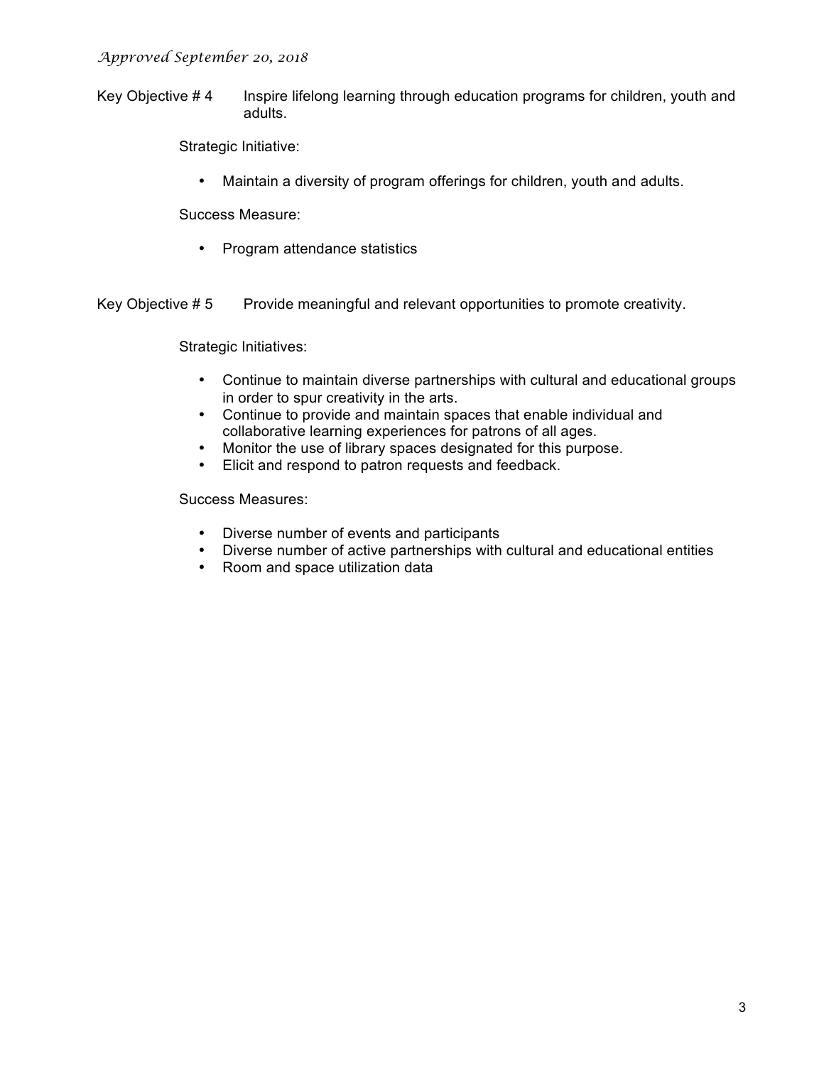*Approved September 20, 2018*

Key Objective # 4 Inspire lifelong learning through education programs for children, youth and adults.

Strategic Initiative:

- Maintain a diversity of program offerings for children, youth and adults.

Success Measure:

- Program attendance statistics

Key Objective # 5 Provide meaningful and relevant opportunities to promote creativity.

Strategic Initiatives:

- Continue to maintain diverse partnerships with cultural and educational groups in order to spur creativity in the arts.
- Continue to provide and maintain spaces that enable individual and collaborative learning experiences for patrons of all ages.
- Monitor the use of library spaces designated for this purpose.
- Elicit and respond to patron requests and feedback.

Success Measures:

- Diverse number of events and participants
- Diverse number of active partnerships with cultural and educational entities
- Room and space utilization data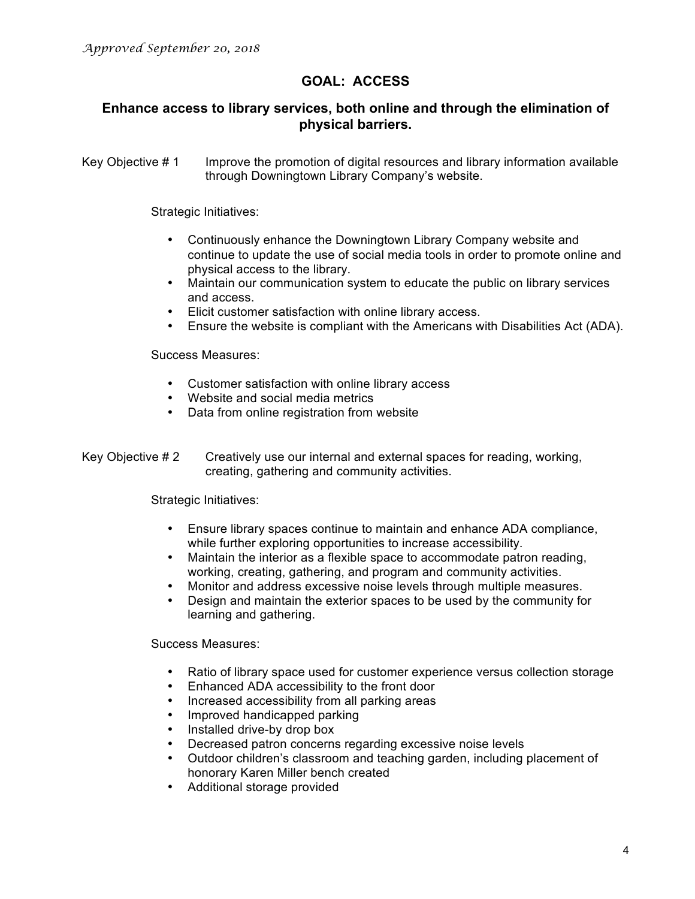*Approved September 20, 2018*

## GOAL: ACCESS

### Enhance access to library services, both online and through the elimination of physical barriers.

Key Objective # 1 Improve the promotion of digital resources and library information available through Downingtown Library Company's website.

Strategic Initiatives:

- Continuously enhance the Downingtown Library Company website and continue to update the use of social media tools in order to promote online and physical access to the library.
- Maintain our communication system to educate the public on library services and access.
- Elicit customer satisfaction with online library access.
- Ensure the website is compliant with the Americans with Disabilities Act (ADA).

Success Measures:

- Customer satisfaction with online library access
- Website and social media metrics
- Data from online registration from website

Key Objective # 2 Creatively use our internal and external spaces for reading, working, creating, gathering and community activities.

Strategic Initiatives:

- Ensure library spaces continue to maintain and enhance ADA compliance, while further exploring opportunities to increase accessibility.
- Maintain the interior as a flexible space to accommodate patron reading, working, creating, gathering, and program and community activities.
- Monitor and address excessive noise levels through multiple measures.
- Design and maintain the exterior spaces to be used by the community for learning and gathering.

Success Measures:

- Ratio of library space used for customer experience versus collection storage
- Enhanced ADA accessibility to the front door
- Increased accessibility from all parking areas
- Improved handicapped parking
- Installed drive-by drop box
- Decreased patron concerns regarding excessive noise levels
- Outdoor children's classroom and teaching garden, including placement of honorary Karen Miller bench created
- Additional storage provided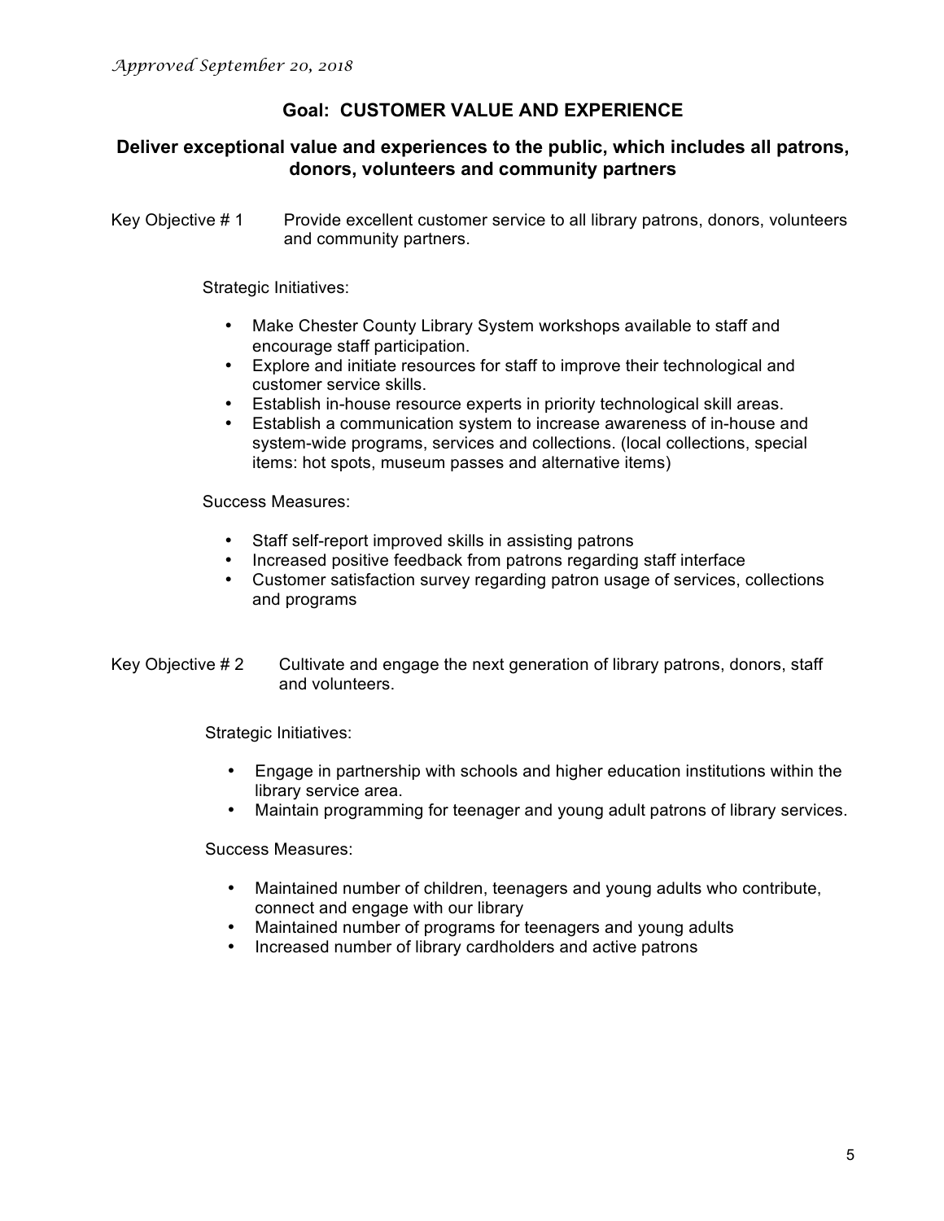*Approved September 20, 2018*

## Goal: CUSTOMER VALUE AND EXPERIENCE

### Deliver exceptional value and experiences to the public, which includes all patrons, donors, volunteers and community partners

Key Objective # 1 Provide excellent customer service to all library patrons, donors, volunteers and community partners.

Strategic Initiatives:

- Make Chester County Library System workshops available to staff and encourage staff participation.
- Explore and initiate resources for staff to improve their technological and customer service skills.
- Establish in-house resource experts in priority technological skill areas.
- Establish a communication system to increase awareness of in-house and system-wide programs, services and collections. (local collections, special items: hot spots, museum passes and alternative items)

Success Measures:

- Staff self-report improved skills in assisting patrons
- Increased positive feedback from patrons regarding staff interface
- Customer satisfaction survey regarding patron usage of services, collections and programs

Key Objective # 2 Cultivate and engage the next generation of library patrons, donors, staff and volunteers.

Strategic Initiatives:

- Engage in partnership with schools and higher education institutions within the library service area.
- Maintain programming for teenager and young adult patrons of library services.

Success Measures:

- Maintained number of children, teenagers and young adults who contribute, connect and engage with our library
- Maintained number of programs for teenagers and young adults
- Increased number of library cardholders and active patrons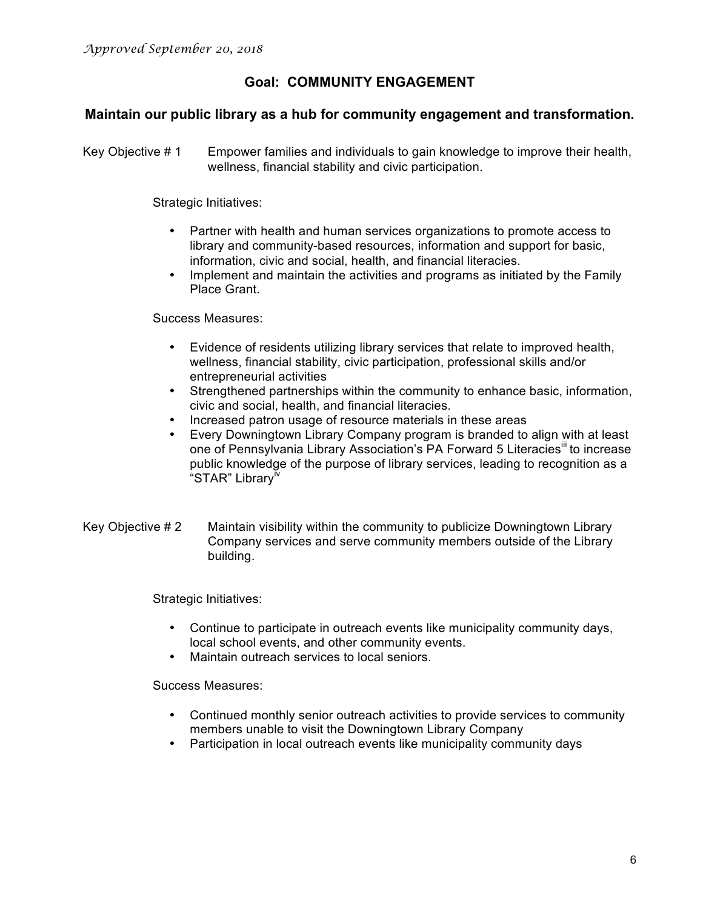*Approved September 20, 2018*

## Goal: COMMUNITY ENGAGEMENT

### Maintain our public library as a hub for community engagement and transformation.

Key Objective # 1 Empower families and individuals to gain knowledge to improve their health, wellness, financial stability and civic participation.

Strategic Initiatives:

- Partner with health and human services organizations to promote access to library and community-based resources, information and support for basic, information, civic and social, health, and financial literacies.
- Implement and maintain the activities and programs as initiated by the Family Place Grant.

Success Measures:

- Evidence of residents utilizing library services that relate to improved health, wellness, financial stability, civic participation, professional skills and/or entrepreneurial activities
- Strengthened partnerships within the community to enhance basic, information, civic and social, health, and financial literacies.
- Increased patron usage of resource materials in these areas
- Every Downingtown Library Company program is branded to align with at least one of Pennsylvania Library Association's PA Forward 5 Literacies[iii] to increase public knowledge of the purpose of library services, leading to recognition as a "STAR" Library[iv]

Key Objective # 2 Maintain visibility within the community to publicize Downingtown Library Company services and serve community members outside of the Library building.

Strategic Initiatives:

- Continue to participate in outreach events like municipality community days, local school events, and other community events.
- Maintain outreach services to local seniors.

Success Measures:

- Continued monthly senior outreach activities to provide services to community members unable to visit the Downingtown Library Company
- Participation in local outreach events like municipality community days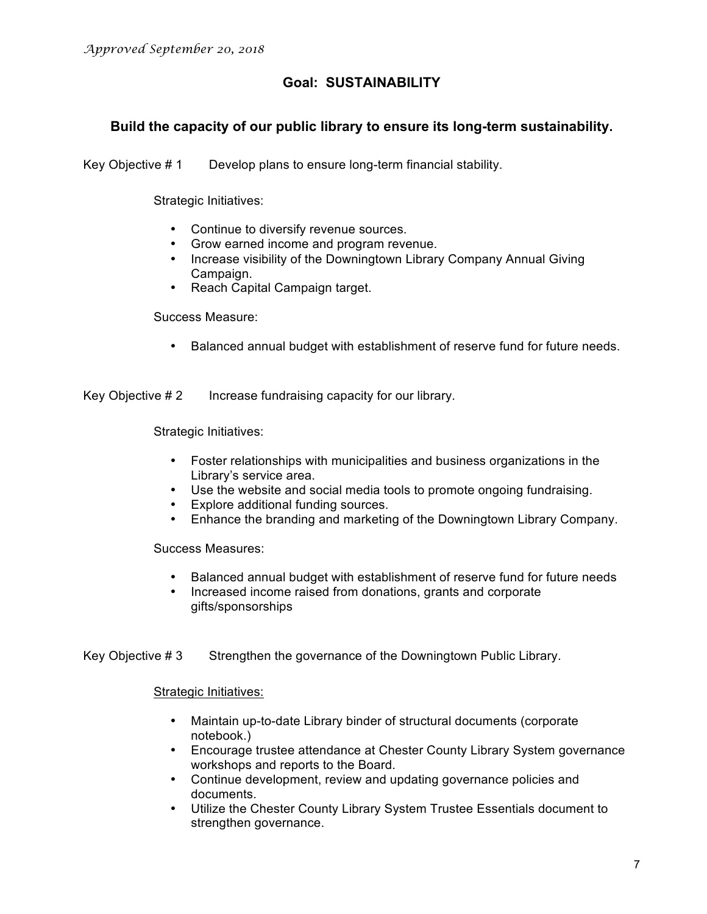*Approved September 20, 2018*

## Goal: SUSTAINABILITY

### Build the capacity of our public library to ensure its long-term sustainability.

Key Objective # 1 Develop plans to ensure long-term financial stability.

Strategic Initiatives:

- Continue to diversify revenue sources.
- Grow earned income and program revenue.
- Increase visibility of the Downingtown Library Company Annual Giving Campaign.
- Reach Capital Campaign target.

Success Measure:

- Balanced annual budget with establishment of reserve fund for future needs.

Key Objective # 2 Increase fundraising capacity for our library.

Strategic Initiatives:

- Foster relationships with municipalities and business organizations in the Library's service area.
- Use the website and social media tools to promote ongoing fundraising.
- Explore additional funding sources.
- Enhance the branding and marketing of the Downingtown Library Company.

Success Measures:

- Balanced annual budget with establishment of reserve fund for future needs
- Increased income raised from donations, grants and corporate gifts/sponsorships

Key Objective # 3 Strengthen the governance of the Downingtown Public Library.

<u>Strategic Initiatives:</u>

- Maintain up-to-date Library binder of structural documents (corporate notebook.)
- Encourage trustee attendance at Chester County Library System governance workshops and reports to the Board.
- Continue development, review and updating governance policies and documents.
- Utilize the Chester County Library System Trustee Essentials document to strengthen governance.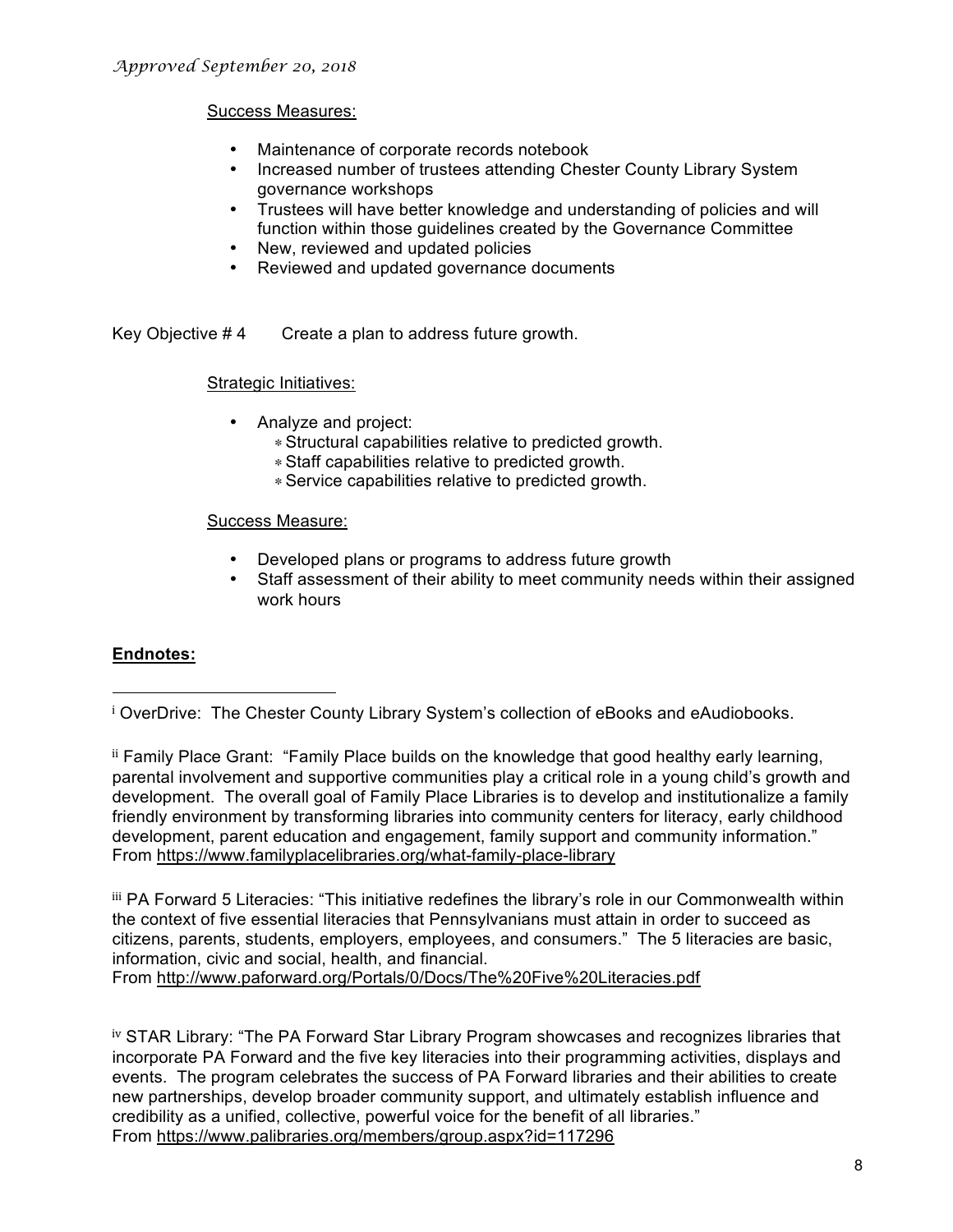*Approved September 20, 2018*

Success Measures:

- Maintenance of corporate records notebook
- Increased number of trustees attending Chester County Library System governance workshops
- Trustees will have better knowledge and understanding of policies and will function within those guidelines created by the Governance Committee
- New, reviewed and updated policies
- Reviewed and updated governance documents

Key Objective # 4 Create a plan to address future growth.

Strategic Initiatives:

- Analyze and project:
  - Structural capabilities relative to predicted growth.
  - Staff capabilities relative to predicted growth.
  - Service capabilities relative to predicted growth.

Success Measure:

- Developed plans or programs to address future growth
- Staff assessment of their ability to meet community needs within their assigned work hours

**Endnotes:**

---

[i] OverDrive: The Chester County Library System's collection of eBooks and eAudiobooks.

[ii] Family Place Grant: "Family Place builds on the knowledge that good healthy early learning, parental involvement and supportive communities play a critical role in a young child's growth and development. The overall goal of Family Place Libraries is to develop and institutionalize a family friendly environment by transforming libraries into community centers for literacy, early childhood development, parent education and engagement, family support and community information." From https://www.familyplacelibraries.org/what-family-place-library

[iii] PA Forward 5 Literacies: "This initiative redefines the library's role in our Commonwealth within the context of five essential literacies that Pennsylvanians must attain in order to succeed as citizens, parents, students, employers, employees, and consumers." The 5 literacies are basic, information, civic and social, health, and financial.
From http://www.paforward.org/Portals/0/Docs/The%20Five%20Literacies.pdf

[iv] STAR Library: "The PA Forward Star Library Program showcases and recognizes libraries that incorporate PA Forward and the five key literacies into their programming activities, displays and events. The program celebrates the success of PA Forward libraries and their abilities to create new partnerships, develop broader community support, and ultimately establish influence and credibility as a unified, collective, powerful voice for the benefit of all libraries."
From https://www.palibraries.org/members/group.aspx?id=117296